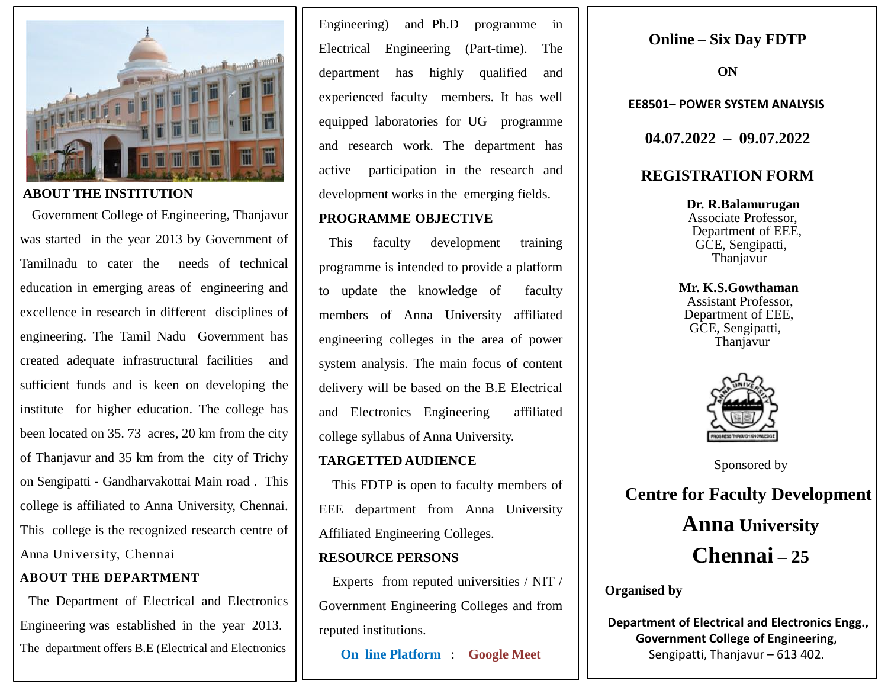## ABOUT THE INSTITUTION

Government College of Engineering, Thanjavur was started in the year 2013 by Government of Tamilnadu to cater the needs of technical education in emerging areas of engineering and excellence in research in different disciplines of engineering. The Tamil Nadu Government has created adequate infrastructural facilities and sufficient funds and is keen on developing the institute for higher education. The college has been located on 35. 73 acres, 20 km from the city of Thanjavur and 35 km from the city of Trichy on Sengipatti - Gandharvakottai Main road . This college is affiliated to Anna University, Chennai. This college is the recognized research centre of Anna University, Chennai

## ABOUT THE DEPARTMENT

The Department of Electrical and Electronics Engineering was established in the year 2013. The department offers B.E (Electrical and Electronics Engineering) and Ph.D programme in Electrical Engineering (Part-time). The department has highly qualified and experienced faculty members. It has well equipped laboratories for UG programme and research work. The department has active participation in the research and development works in the emerging fields.

## PROGRAMME OBJECTIVE

This faculty development training programme is intended to provide a platform to update the knowledge of faculty members of Anna University affiliated engineering colleges in the area of power system analysis. The main focus of content delivery will be based on the B.E Electrical and Electronics Engineering affiliated college syllabus of Anna University.

## TARGETTED AUDIENCE

This FDTP is open to faculty members of EEE department from Anna University Affiliated Engineering Colleges.

## RESOURCE PERSONS

Experts from reputed universities / NIT / Government Engineering Colleges and from reputed institutions.

**On line Platform : Google Meet**

# Online – Six Day FDTP

**ON**

**EE8501– POWER SYSTEM ANALYSIS**

**04.07.2022 – 09.07.2022**

## REGISTRATION FORM

**Dr. R.Balamurugan**
Associate Professor,
Department of EEE,
GCE, Sengipatti,
Thanjavur

**Mr. K.S.Gowthaman**
Assistant Professor,
Department of EEE,
GCE, Sengipatti,
Thanjavur

Sponsored by

**Centre for Faculty Development**

**Anna University**

**Chennai – 25**

**Organised by**

**Department of Electrical and Electronics Engg.,**
**Government College of Engineering,**
Sengipatti, Thanjavur – 613 402.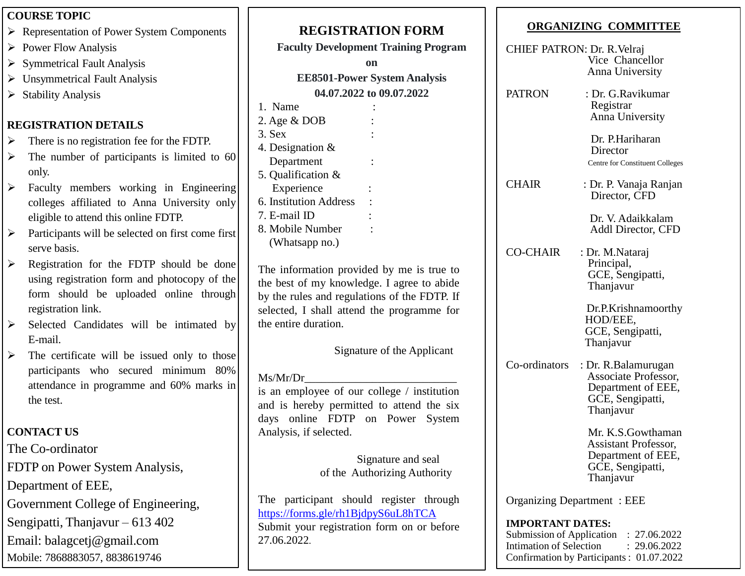## COURSE TOPIC

- Representation of Power System Components
- Power Flow Analysis
- Symmetrical Fault Analysis
- Unsymmetrical Fault Analysis
- Stability Analysis

## REGISTRATION DETAILS

- There is no registration fee for the FDTP.
- The number of participants is limited to 60 only.
- Faculty members working in Engineering colleges affiliated to Anna University only eligible to attend this online FDTP.
- Participants will be selected on first come first serve basis.
- Registration for the FDTP should be done using registration form and photocopy of the form should be uploaded online through registration link.
- Selected Candidates will be intimated by E-mail.
- The certificate will be issued only to those participants who secured minimum 80% attendance in programme and 60% marks in the test.

## CONTACT US

The Co-ordinator
FDTP on Power System Analysis,
Department of EEE,
Government College of Engineering,
Sengipatti, Thanjavur – 613 402
Email: balagcetj@gmail.com
Mobile: 7868883057, 8838619746

# REGISTRATION FORM

**Faculty Development Training Program**
**on**
**EE8501-Power System Analysis**
**04.07.2022 to 09.07.2022**

1. Name :
2. Age & DOB :
3. Sex :
4. Designation & Department :
5. Qualification & Experience :
6. Institution Address :
7. E-mail ID :
8. Mobile Number (Whatsapp no.) :

The information provided by me is true to the best of my knowledge. I agree to abide by the rules and regulations of the FDTP. If selected, I shall attend the programme for the entire duration.

Signature of the Applicant

Ms/Mr/Dr___________________________
is an employee of our college / institution and is hereby permitted to attend the six days online FDTP on Power System Analysis, if selected.

Signature and seal
of the Authorizing Authority

The participant should register through https://forms.gle/rh1BjdpyS6uL8hTCA
Submit your registration form on or before 27.06.2022.

## ORGANIZING COMMITTEE

CHIEF PATRON: Dr. R.Velraj
Vice Chancellor
Anna University

PATRON : Dr. G.Ravikumar
Registrar
Anna University

Dr. P.Hariharan
Director
Centre for Constituent Colleges

CHAIR : Dr. P. Vanaja Ranjan
Director, CFD

Dr. V. Adaikkalam
Addl Director, CFD

CO-CHAIR : Dr. M.Nataraj
Principal,
GCE, Sengipatti,
Thanjavur

Dr.P.Krishnamoorthy
HOD/EEE,
GCE, Sengipatti,
Thanjavur

Co-ordinators : Dr. R.Balamurugan
Associate Professor,
Department of EEE,
GCE, Sengipatti,
Thanjavur

Mr. K.S.Gowthaman
Assistant Professor,
Department of EEE,
GCE, Sengipatti,
Thanjavur

Organizing Department : EEE

**IMPORTANT DATES:**
Submission of Application : 27.06.2022
Intimation of Selection : 29.06.2022
Confirmation by Participants : 01.07.2022